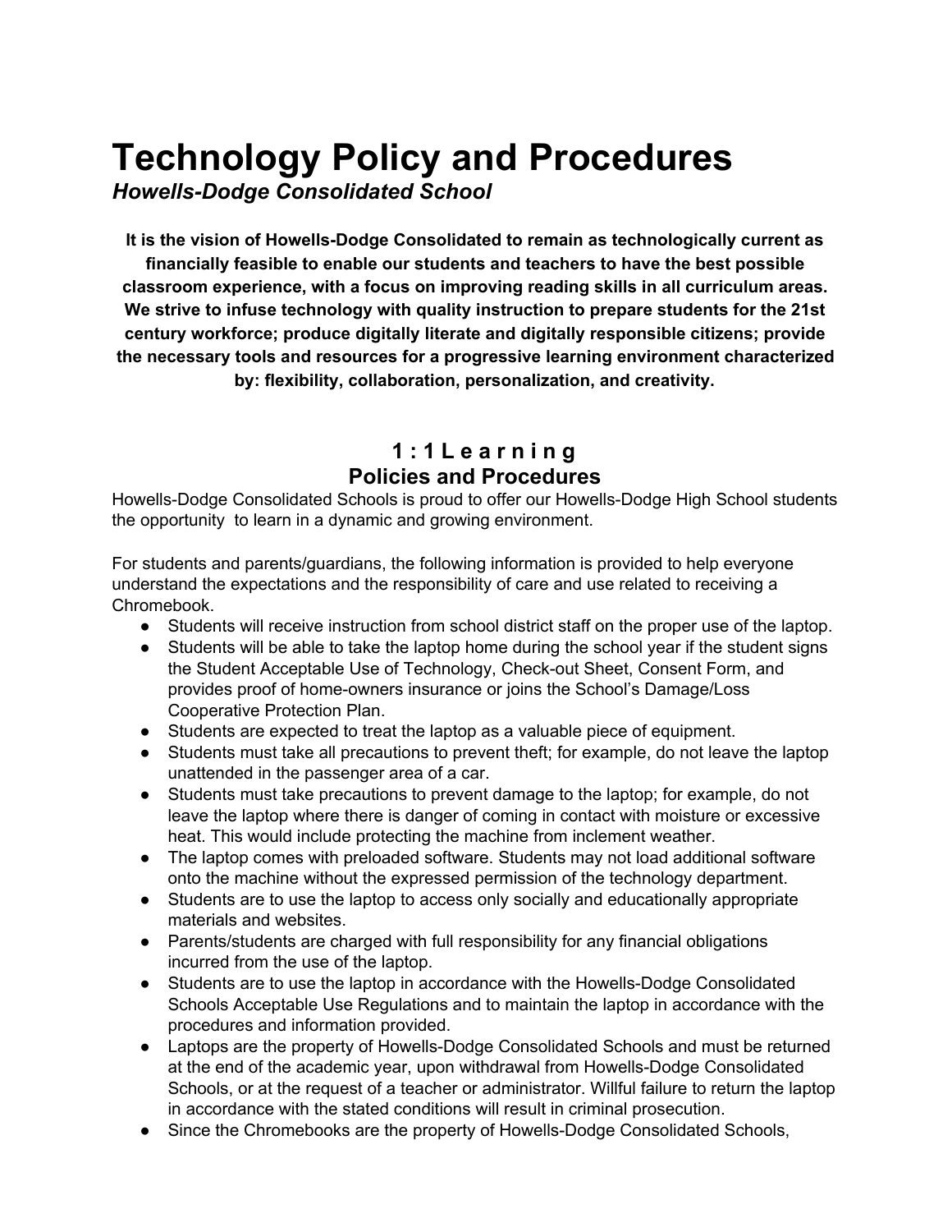# Technology Policy and Procedures

***Howells-Dodge Consolidated School***

**It is the vision of Howells-Dodge Consolidated to remain as technologically current as financially feasible to enable our students and teachers to have the best possible classroom experience, with a focus on improving reading skills in all curriculum areas. We strive to infuse technology with quality instruction to prepare students for the 21st century workforce; produce digitally literate and digitally responsible citizens; provide the necessary tools and resources for a progressive learning environment characterized by: flexibility, collaboration, personalization, and creativity.**

## 1:1 Learning
## Policies and Procedures

Howells-Dodge Consolidated Schools is proud to offer our Howells-Dodge High School students the opportunity to learn in a dynamic and growing environment.

For students and parents/guardians, the following information is provided to help everyone understand the expectations and the responsibility of care and use related to receiving a Chromebook.

- Students will receive instruction from school district staff on the proper use of the laptop.
- Students will be able to take the laptop home during the school year if the student signs the Student Acceptable Use of Technology, Check-out Sheet, Consent Form, and provides proof of home-owners insurance or joins the School's Damage/Loss Cooperative Protection Plan.
- Students are expected to treat the laptop as a valuable piece of equipment.
- Students must take all precautions to prevent theft; for example, do not leave the laptop unattended in the passenger area of a car.
- Students must take precautions to prevent damage to the laptop; for example, do not leave the laptop where there is danger of coming in contact with moisture or excessive heat. This would include protecting the machine from inclement weather.
- The laptop comes with preloaded software. Students may not load additional software onto the machine without the expressed permission of the technology department.
- Students are to use the laptop to access only socially and educationally appropriate materials and websites.
- Parents/students are charged with full responsibility for any financial obligations incurred from the use of the laptop.
- Students are to use the laptop in accordance with the Howells-Dodge Consolidated Schools Acceptable Use Regulations and to maintain the laptop in accordance with the procedures and information provided.
- Laptops are the property of Howells-Dodge Consolidated Schools and must be returned at the end of the academic year, upon withdrawal from Howells-Dodge Consolidated Schools, or at the request of a teacher or administrator. Willful failure to return the laptop in accordance with the stated conditions will result in criminal prosecution.
- Since the Chromebooks are the property of Howells-Dodge Consolidated Schools,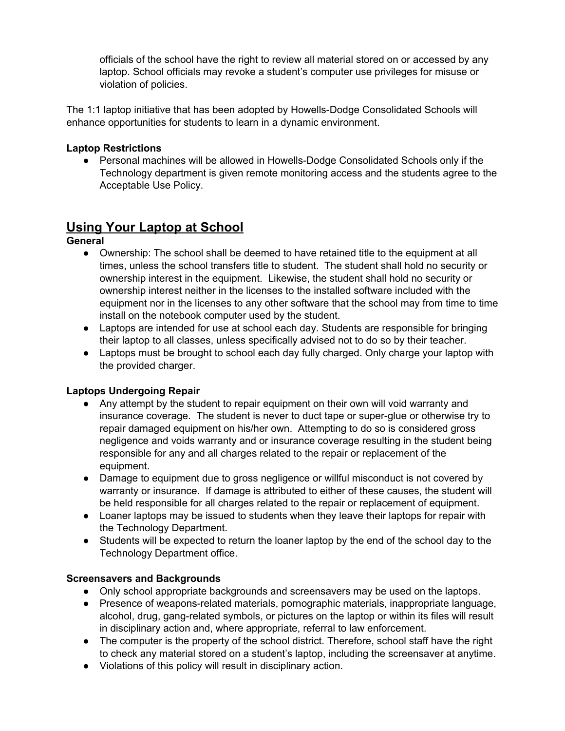officials of the school have the right to review all material stored on or accessed by any laptop. School officials may revoke a student's computer use privileges for misuse or violation of policies.

The 1:1 laptop initiative that has been adopted by Howells-Dodge Consolidated Schools will enhance opportunities for students to learn in a dynamic environment.

**Laptop Restrictions**

- Personal machines will be allowed in Howells-Dodge Consolidated Schools only if the Technology department is given remote monitoring access and the students agree to the Acceptable Use Policy.

## Using Your Laptop at School

**General**

- Ownership: The school shall be deemed to have retained title to the equipment at all times, unless the school transfers title to student. The student shall hold no security or ownership interest in the equipment. Likewise, the student shall hold no security or ownership interest neither in the licenses to the installed software included with the equipment nor in the licenses to any other software that the school may from time to time install on the notebook computer used by the student.
- Laptops are intended for use at school each day. Students are responsible for bringing their laptop to all classes, unless specifically advised not to do so by their teacher.
- Laptops must be brought to school each day fully charged. Only charge your laptop with the provided charger.

**Laptops Undergoing Repair**

- Any attempt by the student to repair equipment on their own will void warranty and insurance coverage. The student is never to duct tape or super-glue or otherwise try to repair damaged equipment on his/her own. Attempting to do so is considered gross negligence and voids warranty and or insurance coverage resulting in the student being responsible for any and all charges related to the repair or replacement of the equipment.
- Damage to equipment due to gross negligence or willful misconduct is not covered by warranty or insurance. If damage is attributed to either of these causes, the student will be held responsible for all charges related to the repair or replacement of equipment.
- Loaner laptops may be issued to students when they leave their laptops for repair with the Technology Department.
- Students will be expected to return the loaner laptop by the end of the school day to the Technology Department office.

**Screensavers and Backgrounds**

- Only school appropriate backgrounds and screensavers may be used on the laptops.
- Presence of weapons-related materials, pornographic materials, inappropriate language, alcohol, drug, gang-related symbols, or pictures on the laptop or within its files will result in disciplinary action and, where appropriate, referral to law enforcement.
- The computer is the property of the school district. Therefore, school staff have the right to check any material stored on a student's laptop, including the screensaver at anytime.
- Violations of this policy will result in disciplinary action.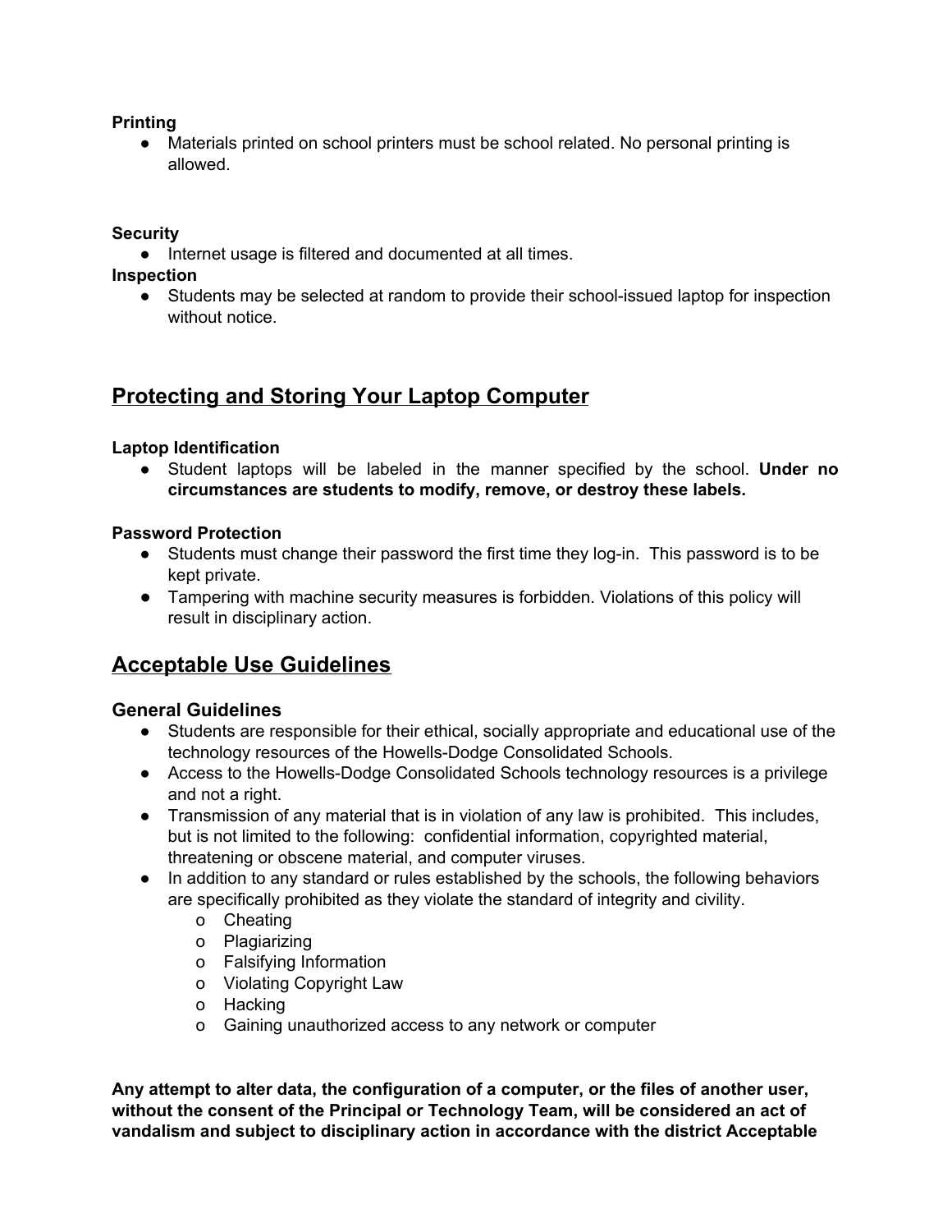**Printing**

- Materials printed on school printers must be school related. No personal printing is allowed.

**Security**

- Internet usage is filtered and documented at all times.

**Inspection**

- Students may be selected at random to provide their school-issued laptop for inspection without notice.

## Protecting and Storing Your Laptop Computer

**Laptop Identification**

- Student laptops will be labeled in the manner specified by the school. **Under no circumstances are students to modify, remove, or destroy these labels.**

**Password Protection**

- Students must change their password the first time they log-in. This password is to be kept private.
- Tampering with machine security measures is forbidden. Violations of this policy will result in disciplinary action.

## Acceptable Use Guidelines

### General Guidelines

- Students are responsible for their ethical, socially appropriate and educational use of the technology resources of the Howells-Dodge Consolidated Schools.
- Access to the Howells-Dodge Consolidated Schools technology resources is a privilege and not a right.
- Transmission of any material that is in violation of any law is prohibited. This includes, but is not limited to the following: confidential information, copyrighted material, threatening or obscene material, and computer viruses.
- In addition to any standard or rules established by the schools, the following behaviors are specifically prohibited as they violate the standard of integrity and civility.
  - Cheating
  - Plagiarizing
  - Falsifying Information
  - Violating Copyright Law
  - Hacking
  - Gaining unauthorized access to any network or computer

**Any attempt to alter data, the configuration of a computer, or the files of another user, without the consent of the Principal or Technology Team, will be considered an act of vandalism and subject to disciplinary action in accordance with the district Acceptable**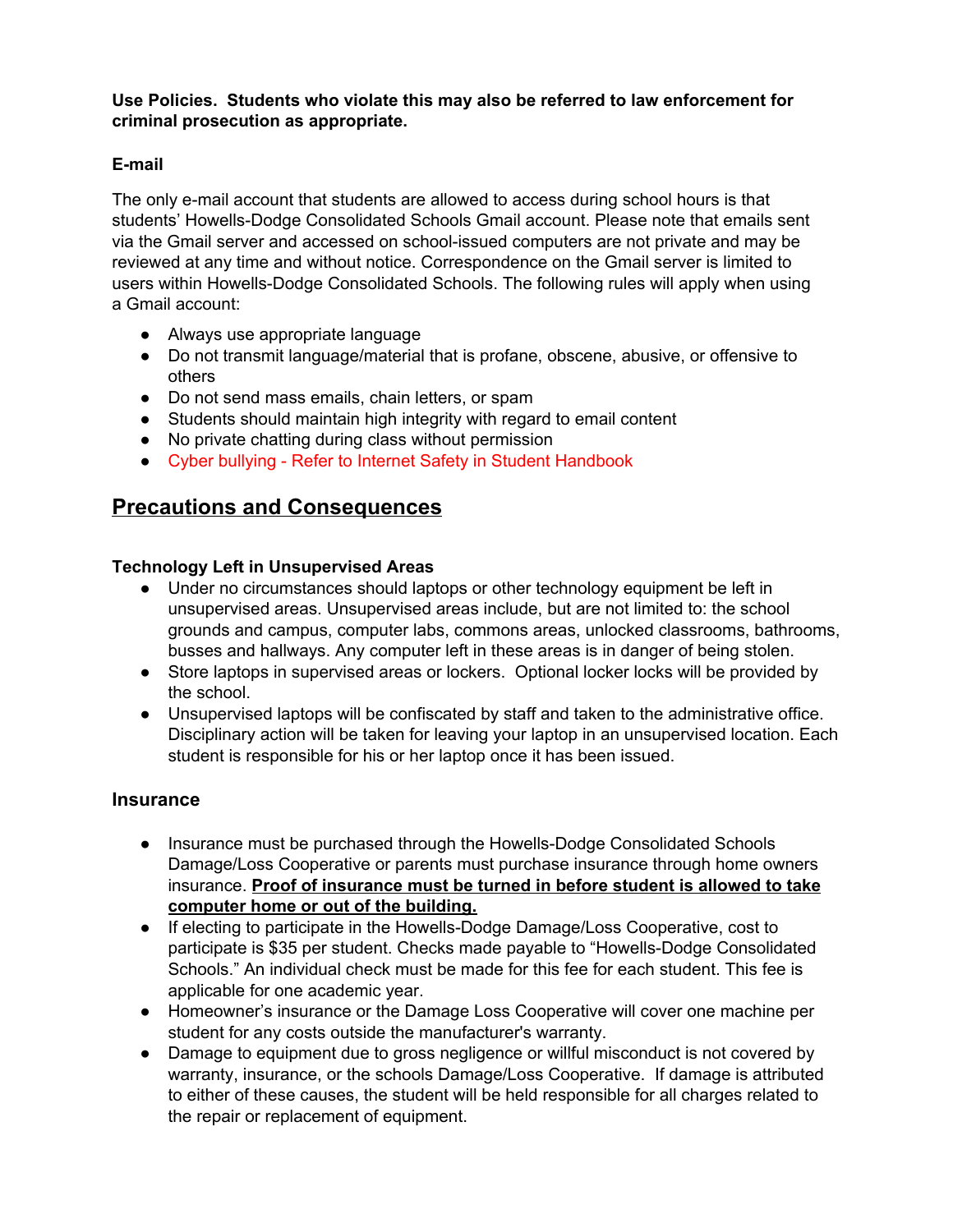**Use Policies. Students who violate this may also be referred to law enforcement for criminal prosecution as appropriate.**

### E-mail

The only e-mail account that students are allowed to access during school hours is that students' Howells-Dodge Consolidated Schools Gmail account. Please note that emails sent via the Gmail server and accessed on school-issued computers are not private and may be reviewed at any time and without notice. Correspondence on the Gmail server is limited to users within Howells-Dodge Consolidated Schools. The following rules will apply when using a Gmail account:

- Always use appropriate language
- Do not transmit language/material that is profane, obscene, abusive, or offensive to others
- Do not send mass emails, chain letters, or spam
- Students should maintain high integrity with regard to email content
- No private chatting during class without permission
- Cyber bullying - Refer to Internet Safety in Student Handbook

## Precautions and Consequences

### Technology Left in Unsupervised Areas

- Under no circumstances should laptops or other technology equipment be left in unsupervised areas. Unsupervised areas include, but are not limited to: the school grounds and campus, computer labs, commons areas, unlocked classrooms, bathrooms, busses and hallways. Any computer left in these areas is in danger of being stolen.
- Store laptops in supervised areas or lockers. Optional locker locks will be provided by the school.
- Unsupervised laptops will be confiscated by staff and taken to the administrative office. Disciplinary action will be taken for leaving your laptop in an unsupervised location. Each student is responsible for his or her laptop once it has been issued.

### Insurance

- Insurance must be purchased through the Howells-Dodge Consolidated Schools Damage/Loss Cooperative or parents must purchase insurance through home owners insurance. **Proof of insurance must be turned in before student is allowed to take computer home or out of the building.**
- If electing to participate in the Howells-Dodge Damage/Loss Cooperative, cost to participate is $35 per student. Checks made payable to "Howells-Dodge Consolidated Schools." An individual check must be made for this fee for each student. This fee is applicable for one academic year.
- Homeowner's insurance or the Damage Loss Cooperative will cover one machine per student for any costs outside the manufacturer's warranty.
- Damage to equipment due to gross negligence or willful misconduct is not covered by warranty, insurance, or the schools Damage/Loss Cooperative. If damage is attributed to either of these causes, the student will be held responsible for all charges related to the repair or replacement of equipment.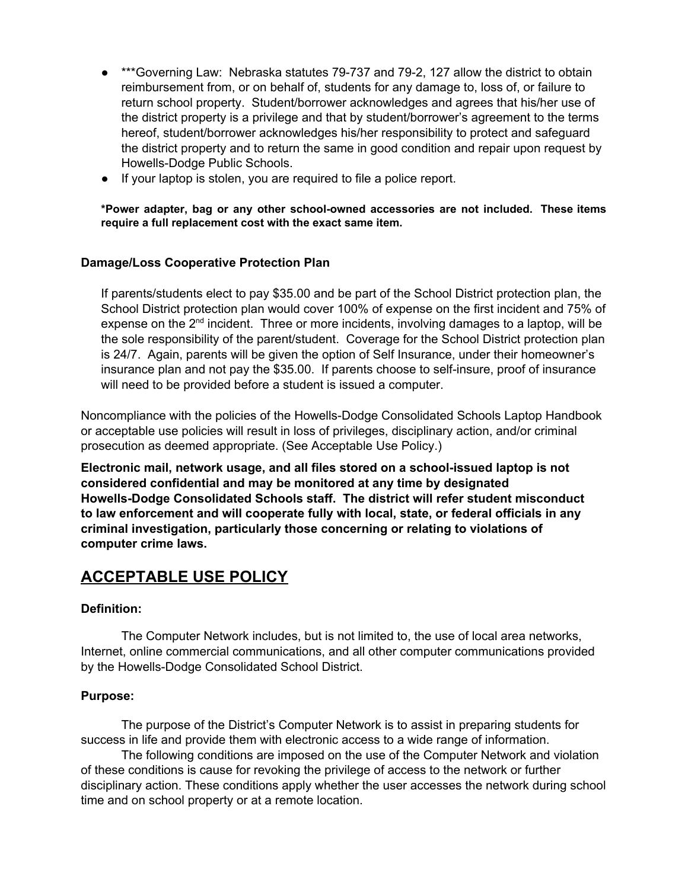- ***Governing Law: Nebraska statutes 79-737 and 79-2, 127 allow the district to obtain reimbursement from, or on behalf of, students for any damage to, loss of, or failure to return school property. Student/borrower acknowledges and agrees that his/her use of the district property is a privilege and that by student/borrower's agreement to the terms hereof, student/borrower acknowledges his/her responsibility to protect and safeguard the district property and to return the same in good condition and repair upon request by Howells-Dodge Public Schools.
- If your laptop is stolen, you are required to file a police report.

***Power adapter, bag or any other school-owned accessories are not included. These items require a full replacement cost with the exact same item.**

**Damage/Loss Cooperative Protection Plan**

If parents/students elect to pay $35.00 and be part of the School District protection plan, the School District protection plan would cover 100% of expense on the first incident and 75% of expense on the 2nd incident. Three or more incidents, involving damages to a laptop, will be the sole responsibility of the parent/student. Coverage for the School District protection plan is 24/7. Again, parents will be given the option of Self Insurance, under their homeowner's insurance plan and not pay the $35.00. If parents choose to self-insure, proof of insurance will need to be provided before a student is issued a computer.

Noncompliance with the policies of the Howells-Dodge Consolidated Schools Laptop Handbook or acceptable use policies will result in loss of privileges, disciplinary action, and/or criminal prosecution as deemed appropriate. (See Acceptable Use Policy.)

**Electronic mail, network usage, and all files stored on a school-issued laptop is not considered confidential and may be monitored at any time by designated Howells-Dodge Consolidated Schools staff. The district will refer student misconduct to law enforcement and will cooperate fully with local, state, or federal officials in any criminal investigation, particularly those concerning or relating to violations of computer crime laws.**

## ACCEPTABLE USE POLICY

**Definition:**

The Computer Network includes, but is not limited to, the use of local area networks, Internet, online commercial communications, and all other computer communications provided by the Howells-Dodge Consolidated School District.

**Purpose:**

The purpose of the District's Computer Network is to assist in preparing students for success in life and provide them with electronic access to a wide range of information.

The following conditions are imposed on the use of the Computer Network and violation of these conditions is cause for revoking the privilege of access to the network or further disciplinary action. These conditions apply whether the user accesses the network during school time and on school property or at a remote location.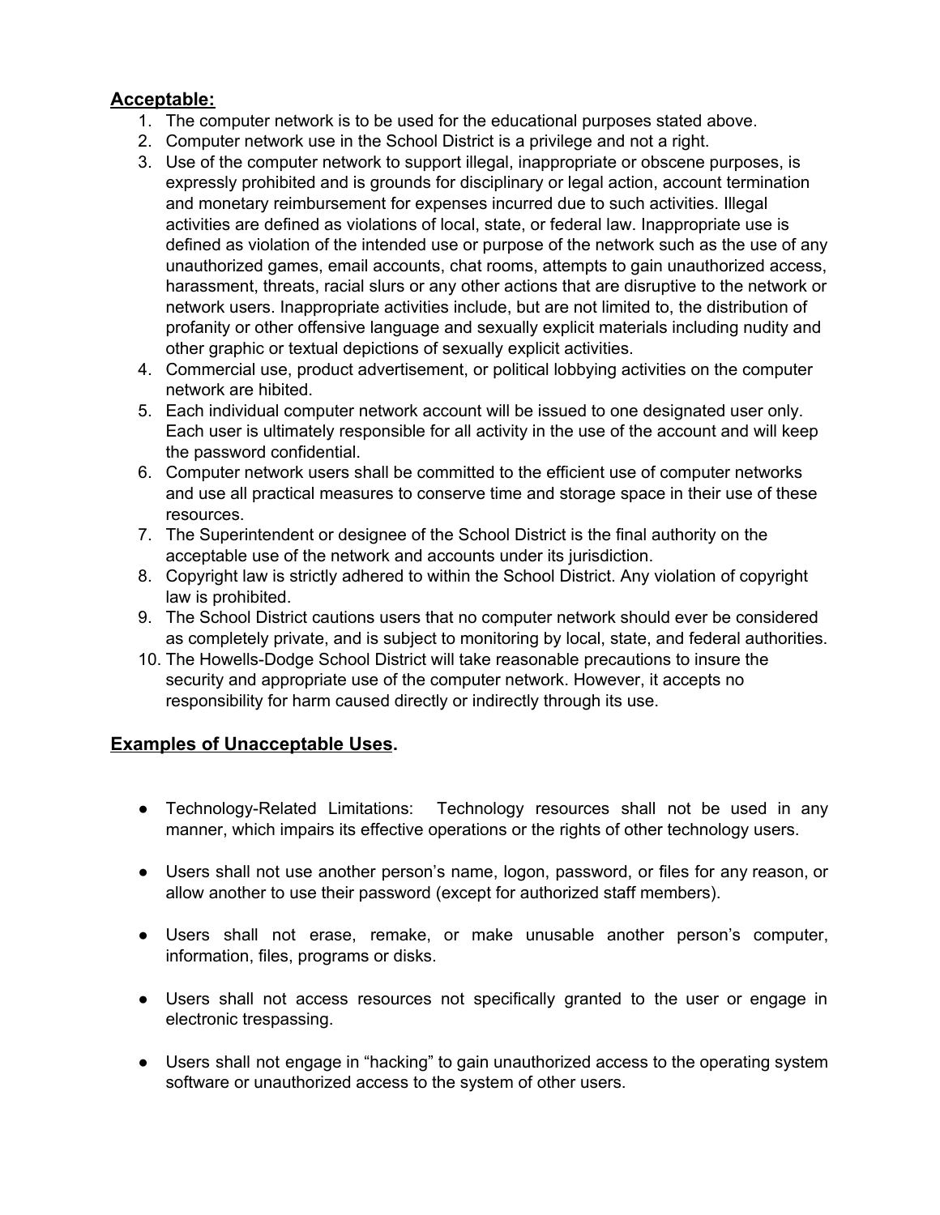**Acceptable:**

1. The computer network is to be used for the educational purposes stated above.
2. Computer network use in the School District is a privilege and not a right.
3. Use of the computer network to support illegal, inappropriate or obscene purposes, is expressly prohibited and is grounds for disciplinary or legal action, account termination and monetary reimbursement for expenses incurred due to such activities. Illegal activities are defined as violations of local, state, or federal law. Inappropriate use is defined as violation of the intended use or purpose of the network such as the use of any unauthorized games, email accounts, chat rooms, attempts to gain unauthorized access, harassment, threats, racial slurs or any other actions that are disruptive to the network or network users. Inappropriate activities include, but are not limited to, the distribution of profanity or other offensive language and sexually explicit materials including nudity and other graphic or textual depictions of sexually explicit activities.
4. Commercial use, product advertisement, or political lobbying activities on the computer network are hibited.
5. Each individual computer network account will be issued to one designated user only. Each user is ultimately responsible for all activity in the use of the account and will keep the password confidential.
6. Computer network users shall be committed to the efficient use of computer networks and use all practical measures to conserve time and storage space in their use of these resources.
7. The Superintendent or designee of the School District is the final authority on the acceptable use of the network and accounts under its jurisdiction.
8. Copyright law is strictly adhered to within the School District. Any violation of copyright law is prohibited.
9. The School District cautions users that no computer network should ever be considered as completely private, and is subject to monitoring by local, state, and federal authorities.
10. The Howells-Dodge School District will take reasonable precautions to insure the security and appropriate use of the computer network. However, it accepts no responsibility for harm caused directly or indirectly through its use.

**Examples of Unacceptable Uses.**

- Technology-Related Limitations: Technology resources shall not be used in any manner, which impairs its effective operations or the rights of other technology users.
- Users shall not use another person's name, logon, password, or files for any reason, or allow another to use their password (except for authorized staff members).
- Users shall not erase, remake, or make unusable another person's computer, information, files, programs or disks.
- Users shall not access resources not specifically granted to the user or engage in electronic trespassing.
- Users shall not engage in "hacking" to gain unauthorized access to the operating system software or unauthorized access to the system of other users.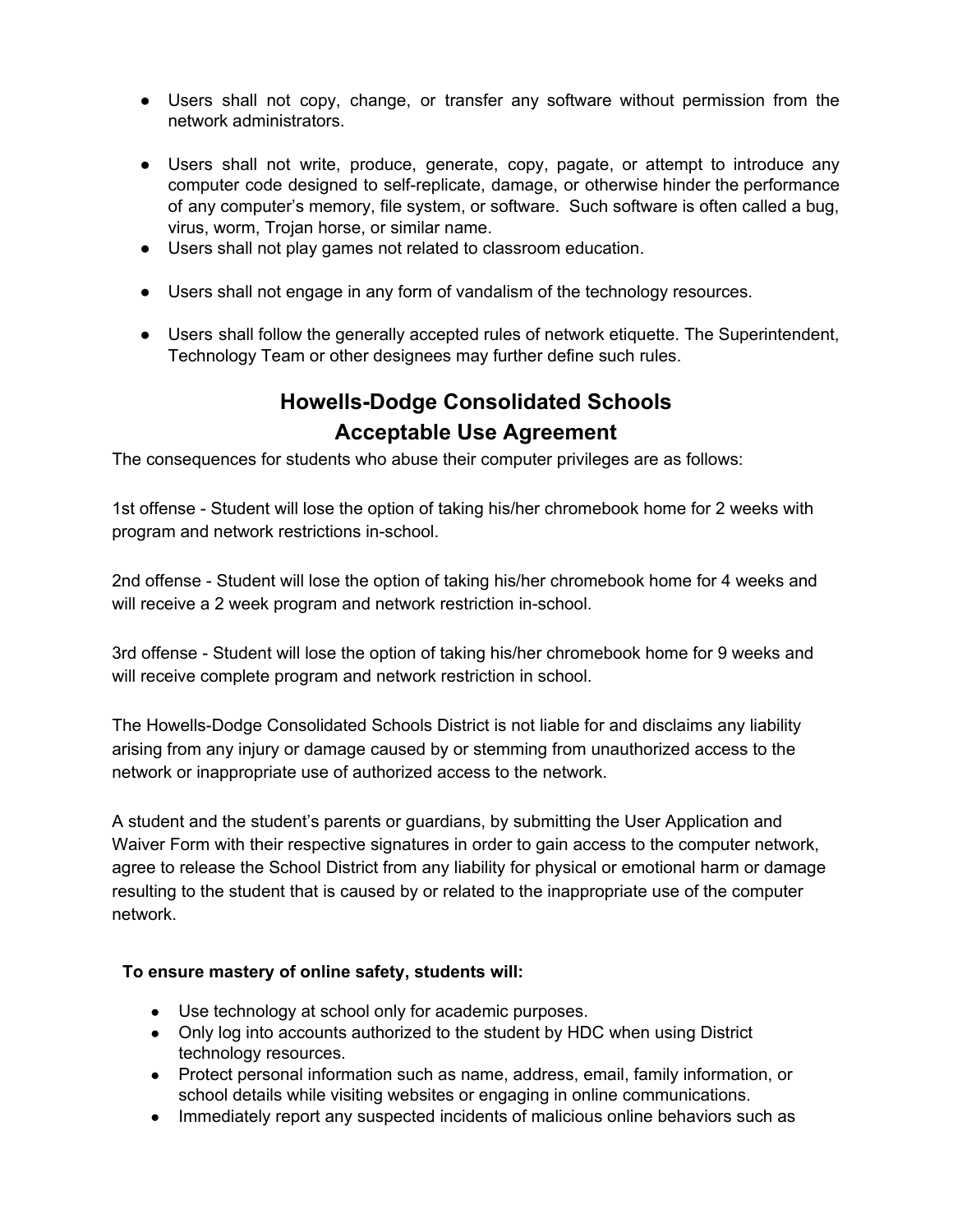- Users shall not copy, change, or transfer any software without permission from the network administrators.

- Users shall not write, produce, generate, copy, pagate, or attempt to introduce any computer code designed to self-replicate, damage, or otherwise hinder the performance of any computer's memory, file system, or software. Such software is often called a bug, virus, worm, Trojan horse, or similar name.
- Users shall not play games not related to classroom education.

- Users shall not engage in any form of vandalism of the technology resources.

- Users shall follow the generally accepted rules of network etiquette. The Superintendent, Technology Team or other designees may further define such rules.

## Howells-Dodge Consolidated Schools Acceptable Use Agreement

The consequences for students who abuse their computer privileges are as follows:

1st offense - Student will lose the option of taking his/her chromebook home for 2 weeks with program and network restrictions in-school.

2nd offense - Student will lose the option of taking his/her chromebook home for 4 weeks and will receive a 2 week program and network restriction in-school.

3rd offense - Student will lose the option of taking his/her chromebook home for 9 weeks and will receive complete program and network restriction in school.

The Howells-Dodge Consolidated Schools District is not liable for and disclaims any liability arising from any injury or damage caused by or stemming from unauthorized access to the network or inappropriate use of authorized access to the network.

A student and the student's parents or guardians, by submitting the User Application and Waiver Form with their respective signatures in order to gain access to the computer network, agree to release the School District from any liability for physical or emotional harm or damage resulting to the student that is caused by or related to the inappropriate use of the computer network.

**To ensure mastery of online safety, students will:**

- Use technology at school only for academic purposes.
- Only log into accounts authorized to the student by HDC when using District technology resources.
- Protect personal information such as name, address, email, family information, or school details while visiting websites or engaging in online communications.
- Immediately report any suspected incidents of malicious online behaviors such as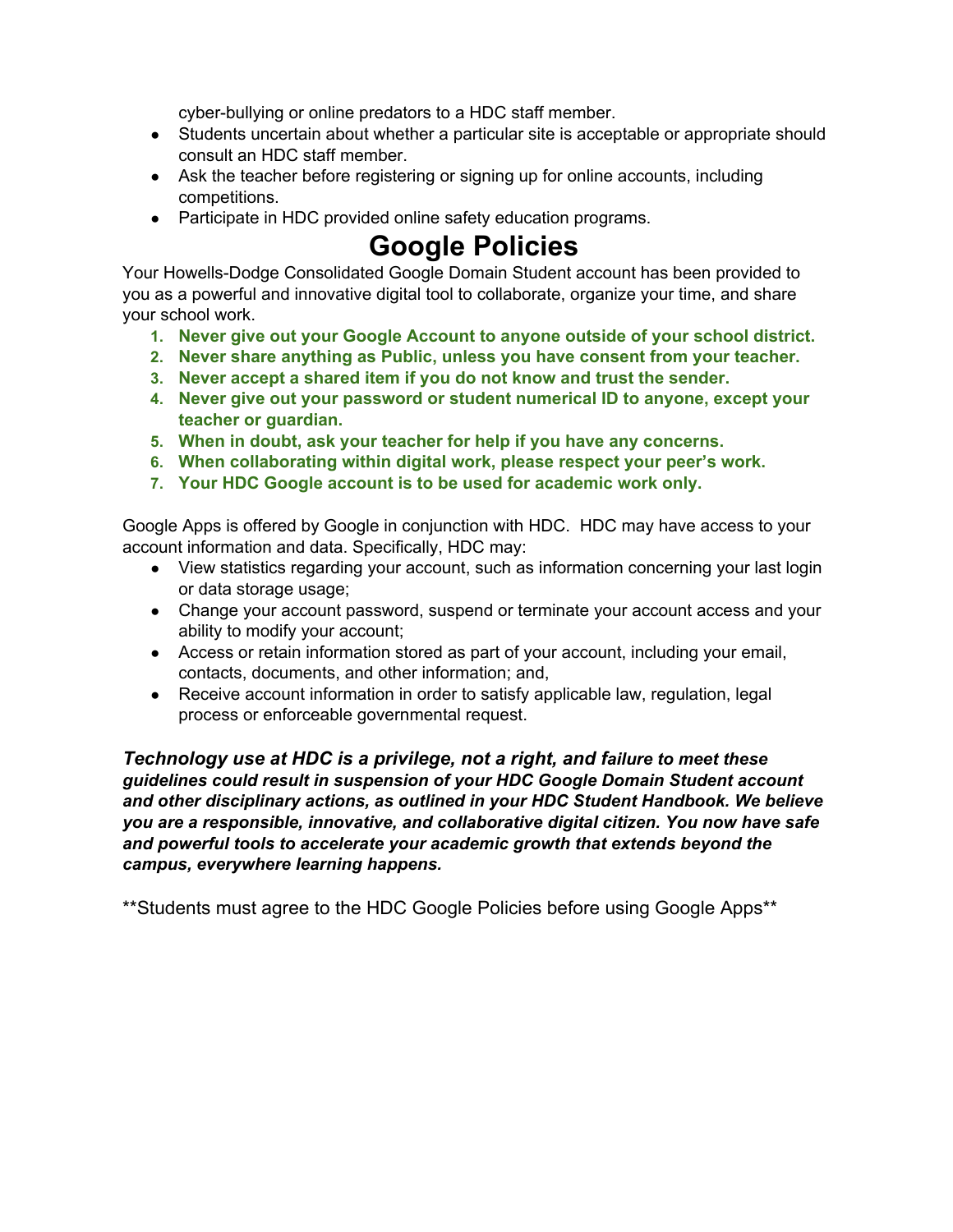cyber-bullying or online predators to a HDC staff member.

- Students uncertain about whether a particular site is acceptable or appropriate should consult an HDC staff member.
- Ask the teacher before registering or signing up for online accounts, including competitions.
- Participate in HDC provided online safety education programs.

# Google Policies

Your Howells-Dodge Consolidated Google Domain Student account has been provided to you as a powerful and innovative digital tool to collaborate, organize your time, and share your school work.

1. **Never give out your Google Account to anyone outside of your school district.**
2. **Never share anything as Public, unless you have consent from your teacher.**
3. **Never accept a shared item if you do not know and trust the sender.**
4. **Never give out your password or student numerical ID to anyone, except your teacher or guardian.**
5. **When in doubt, ask your teacher for help if you have any concerns.**
6. **When collaborating within digital work, please respect your peer's work.**
7. **Your HDC Google account is to be used for academic work only.**

Google Apps is offered by Google in conjunction with HDC. HDC may have access to your account information and data. Specifically, HDC may:

- View statistics regarding your account, such as information concerning your last login or data storage usage;
- Change your account password, suspend or terminate your account access and your ability to modify your account;
- Access or retain information stored as part of your account, including your email, contacts, documents, and other information; and,
- Receive account information in order to satisfy applicable law, regulation, legal process or enforceable governmental request.

***Technology use at HDC is a privilege, not a right, and failure to meet these guidelines could result in suspension of your HDC Google Domain Student account and other disciplinary actions, as outlined in your HDC Student Handbook. We believe you are a responsible, innovative, and collaborative digital citizen. You now have safe and powerful tools to accelerate your academic growth that extends beyond the campus, everywhere learning happens.***

**Students must agree to the HDC Google Policies before using Google Apps**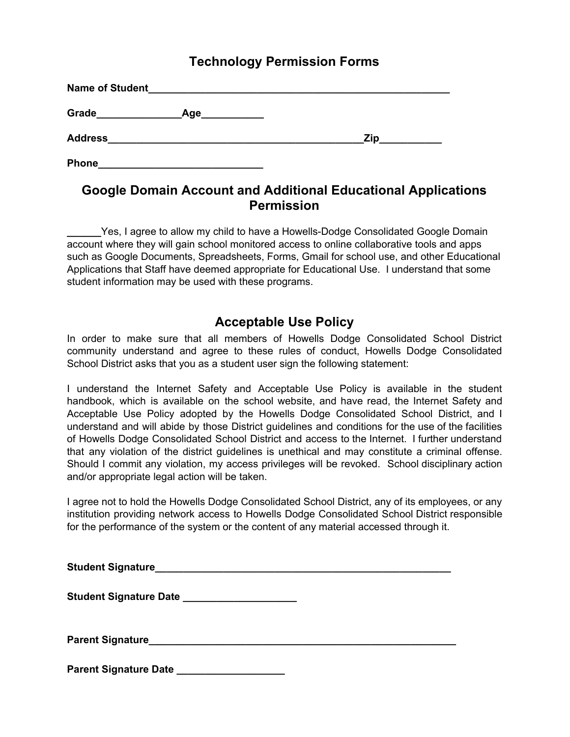# Technology Permission Forms

**Name of Student**_______________________________________________________

**Grade**______________**Age**__________

**Address**_______________________________________________**Zip**__________

**Phone**_____________________________

## Google Domain Account and Additional Educational Applications Permission

**______**Yes, I agree to allow my child to have a Howells-Dodge Consolidated Google Domain account where they will gain school monitored access to online collaborative tools and apps such as Google Documents, Spreadsheets, Forms, Gmail for school use, and other Educational Applications that Staff have deemed appropriate for Educational Use. I understand that some student information may be used with these programs.

## Acceptable Use Policy

In order to make sure that all members of Howells Dodge Consolidated School District community understand and agree to these rules of conduct, Howells Dodge Consolidated School District asks that you as a student user sign the following statement:

I understand the Internet Safety and Acceptable Use Policy is available in the student handbook, which is available on the school website, and have read, the Internet Safety and Acceptable Use Policy adopted by the Howells Dodge Consolidated School District, and I understand and will abide by those District guidelines and conditions for the use of the facilities of Howells Dodge Consolidated School District and access to the Internet. I further understand that any violation of the district guidelines is unethical and may constitute a criminal offense. Should I commit any violation, my access privileges will be revoked. School disciplinary action and/or appropriate legal action will be taken.

I agree not to hold the Howells Dodge Consolidated School District, any of its employees, or any institution providing network access to Howells Dodge Consolidated School District responsible for the performance of the system or the content of any material accessed through it.

**Student Signature**______________________________________________________

**Student Signature Date** ___________________

**Parent Signature**_______________________________________________________

**Parent Signature Date** __________________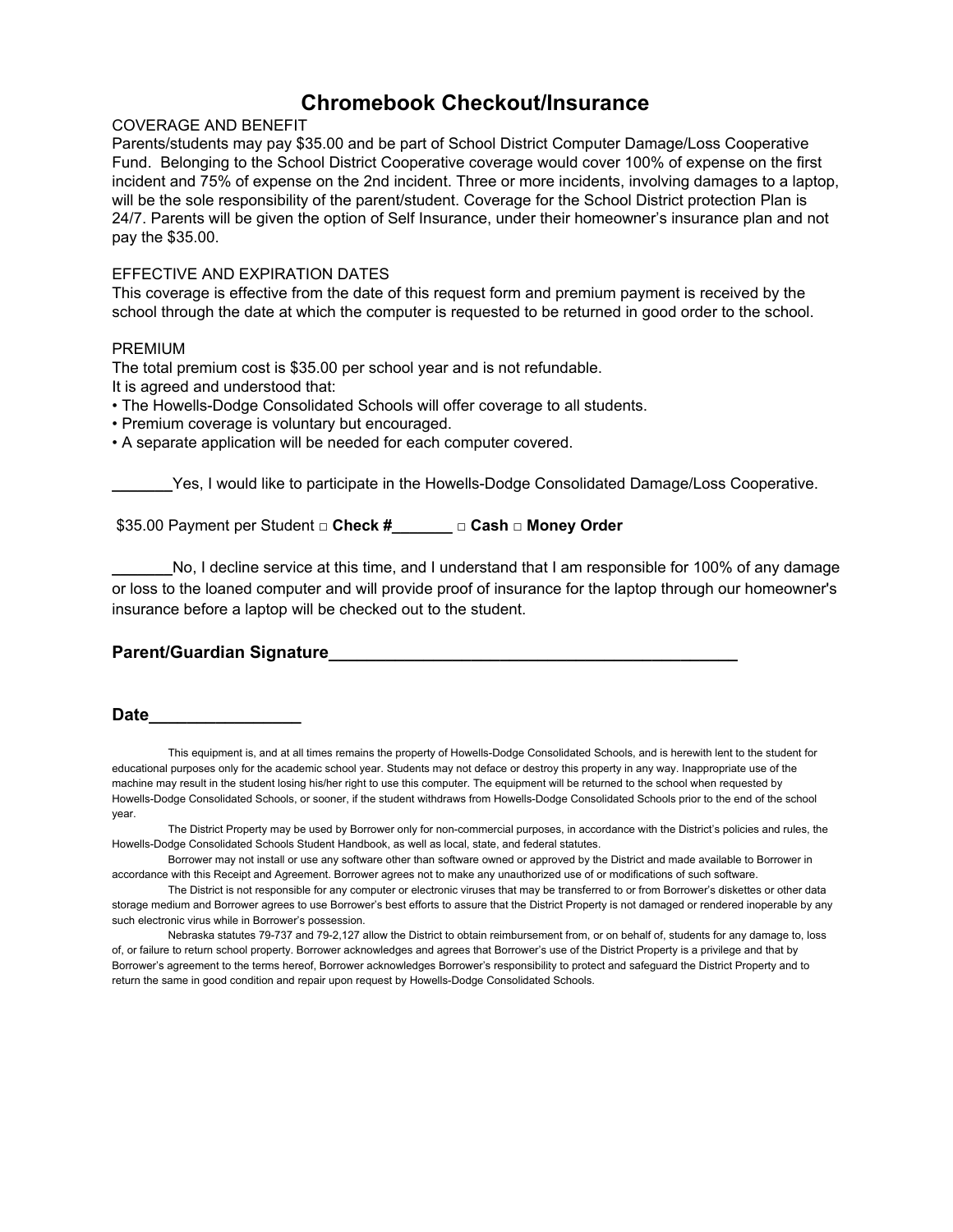# Chromebook Checkout/Insurance

COVERAGE AND BENEFIT

Parents/students may pay $35.00 and be part of School District Computer Damage/Loss Cooperative Fund. Belonging to the School District Cooperative coverage would cover 100% of expense on the first incident and 75% of expense on the 2nd incident. Three or more incidents, involving damages to a laptop, will be the sole responsibility of the parent/student. Coverage for the School District protection Plan is 24/7. Parents will be given the option of Self Insurance, under their homeowner's insurance plan and not pay the $35.00.

EFFECTIVE AND EXPIRATION DATES

This coverage is effective from the date of this request form and premium payment is received by the school through the date at which the computer is requested to be returned in good order to the school.

PREMIUM

The total premium cost is $35.00 per school year and is not refundable.

It is agreed and understood that:

- The Howells-Dodge Consolidated Schools will offer coverage to all students.
- Premium coverage is voluntary but encouraged.
- A separate application will be needed for each computer covered.

_______Yes, I would like to participate in the Howells-Dodge Consolidated Damage/Loss Cooperative.

$35.00 Payment per Student □ **Check #_______** □ **Cash** □ **Money Order**

_______No, I decline service at this time, and I understand that I am responsible for 100% of any damage or loss to the loaned computer and will provide proof of insurance for the laptop through our homeowner's insurance before a laptop will be checked out to the student.

**Parent/Guardian Signature_____________________________________________**

**Date________________**

This equipment is, and at all times remains the property of Howells-Dodge Consolidated Schools, and is herewith lent to the student for educational purposes only for the academic school year. Students may not deface or destroy this property in any way. Inappropriate use of the machine may result in the student losing his/her right to use this computer. The equipment will be returned to the school when requested by Howells-Dodge Consolidated Schools, or sooner, if the student withdraws from Howells-Dodge Consolidated Schools prior to the end of the school year.

The District Property may be used by Borrower only for non-commercial purposes, in accordance with the District's policies and rules, the Howells-Dodge Consolidated Schools Student Handbook, as well as local, state, and federal statutes.

Borrower may not install or use any software other than software owned or approved by the District and made available to Borrower in accordance with this Receipt and Agreement. Borrower agrees not to make any unauthorized use of or modifications of such software.

The District is not responsible for any computer or electronic viruses that may be transferred to or from Borrower's diskettes or other data storage medium and Borrower agrees to use Borrower's best efforts to assure that the District Property is not damaged or rendered inoperable by any such electronic virus while in Borrower's possession.

Nebraska statutes 79-737 and 79-2,127 allow the District to obtain reimbursement from, or on behalf of, students for any damage to, loss of, or failure to return school property. Borrower acknowledges and agrees that Borrower's use of the District Property is a privilege and that by Borrower's agreement to the terms hereof, Borrower acknowledges Borrower's responsibility to protect and safeguard the District Property and to return the same in good condition and repair upon request by Howells-Dodge Consolidated Schools.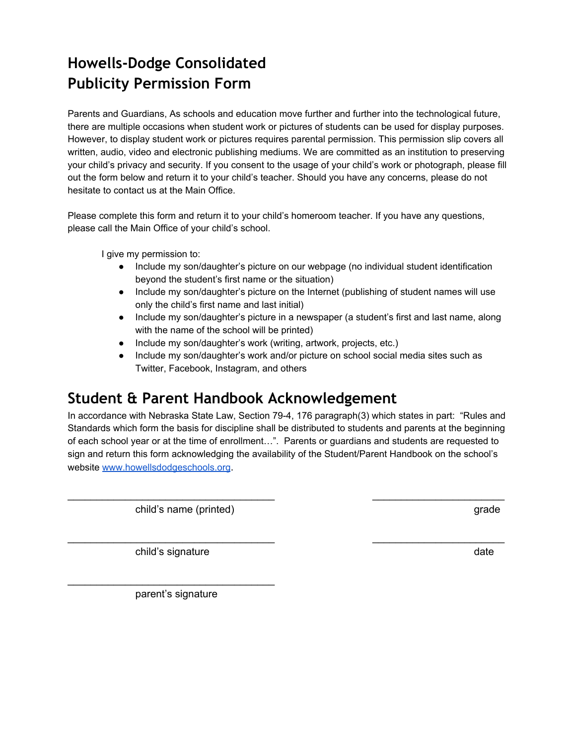# Howells-Dodge Consolidated
# Publicity Permission Form

Parents and Guardians, As schools and education move further and further into the technological future, there are multiple occasions when student work or pictures of students can be used for display purposes. However, to display student work or pictures requires parental permission. This permission slip covers all written, audio, video and electronic publishing mediums. We are committed as an institution to preserving your child's privacy and security. If you consent to the usage of your child's work or photograph, please fill out the form below and return it to your child's teacher. Should you have any concerns, please do not hesitate to contact us at the Main Office.

Please complete this form and return it to your child's homeroom teacher. If you have any questions, please call the Main Office of your child's school.

I give my permission to:

- Include my son/daughter's picture on our webpage (no individual student identification beyond the student's first name or the situation)
- Include my son/daughter's picture on the Internet (publishing of student names will use only the child's first name and last initial)
- Include my son/daughter's picture in a newspaper (a student's first and last name, along with the name of the school will be printed)
- Include my son/daughter's work (writing, artwork, projects, etc.)
- Include my son/daughter's work and/or picture on school social media sites such as Twitter, Facebook, Instagram, and others

## Student & Parent Handbook Acknowledgement

In accordance with Nebraska State Law, Section 79-4, 176 paragraph(3) which states in part: "Rules and Standards which form the basis for discipline shall be distributed to students and parents at the beginning of each school year or at the time of enrollment…". Parents or guardians and students are requested to sign and return this form acknowledging the availability of the Student/Parent Handbook on the school's website www.howellsdodgeschools.org.

\_\_\_\_\_\_\_\_\_\_\_\_\_\_\_\_\_\_\_\_\_\_\_\_\_\_\_\_\_\_\_\_\_\_\_\_ \_\_\_\_\_\_\_\_\_\_\_\_\_\_\_\_\_\_\_\_\_\_\_

child's name (printed) grade

\_\_\_\_\_\_\_\_\_\_\_\_\_\_\_\_\_\_\_\_\_\_\_\_\_\_\_\_\_\_\_\_\_\_\_\_ \_\_\_\_\_\_\_\_\_\_\_\_\_\_\_\_\_\_\_\_\_\_\_

child's signature date

\_\_\_\_\_\_\_\_\_\_\_\_\_\_\_\_\_\_\_\_\_\_\_\_\_\_\_\_\_\_\_\_\_\_\_\_

parent's signature